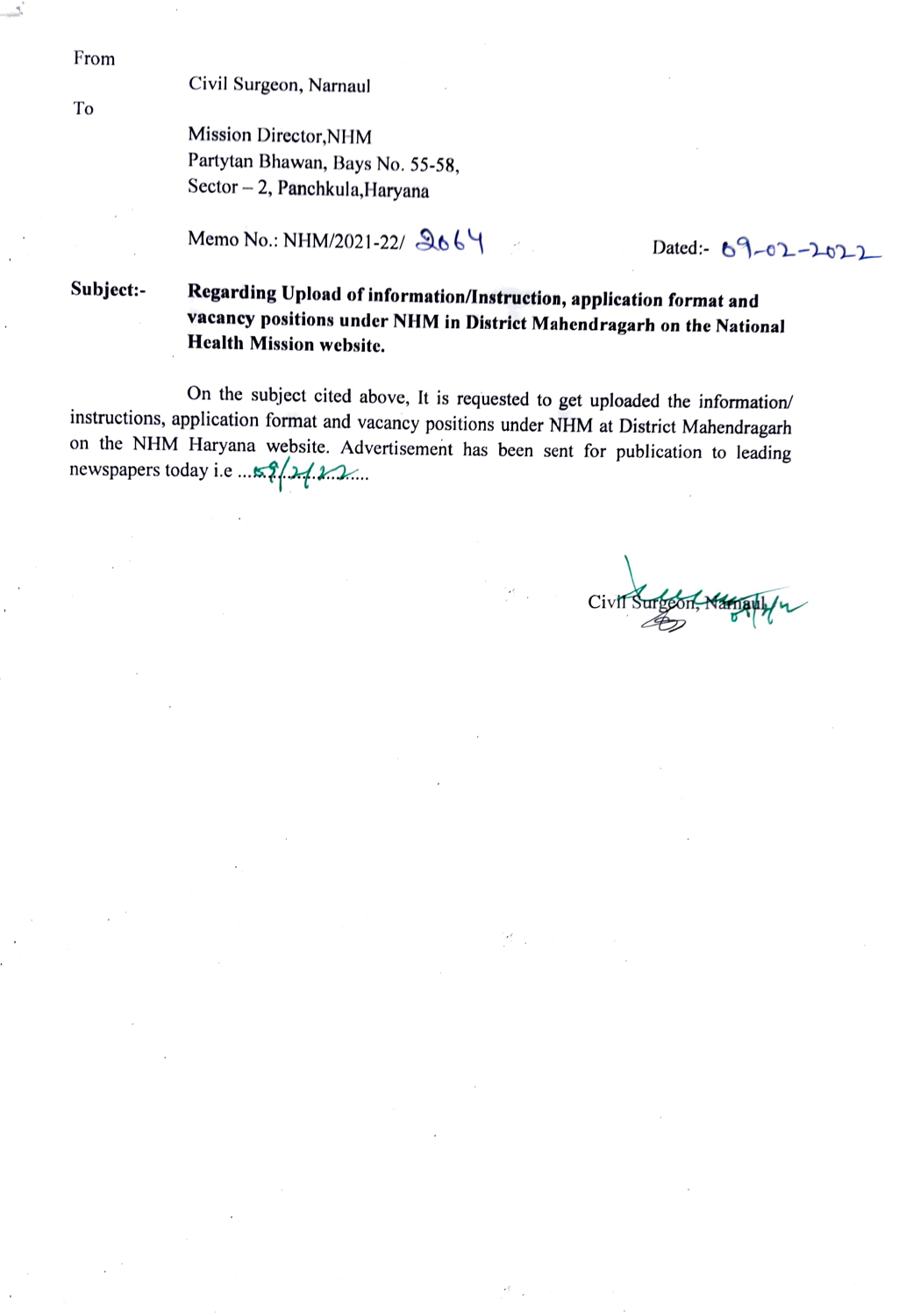From

Civil Surgeon, Narnaul

To

Mission Director,NHM
Partytan Bhawan, Bays No. 55-58,
Sector – 2, Panchkula,Haryana

Memo No.: NHM/2021-22/ 2664 Dated:- 09-02-2022

**Subject:-** **Regarding Upload of information/Instruction, application format and vacancy positions under NHM in District Mahendragarh on the National Health Mission website.**

On the subject cited above, It is requested to get uploaded the information/ instructions, application format and vacancy positions under NHM at District Mahendragarh on the NHM Haryana website. Advertisement has been sent for publication to leading newspapers today i.e ....9/2/22.....

Civil Surgeon, Narnaul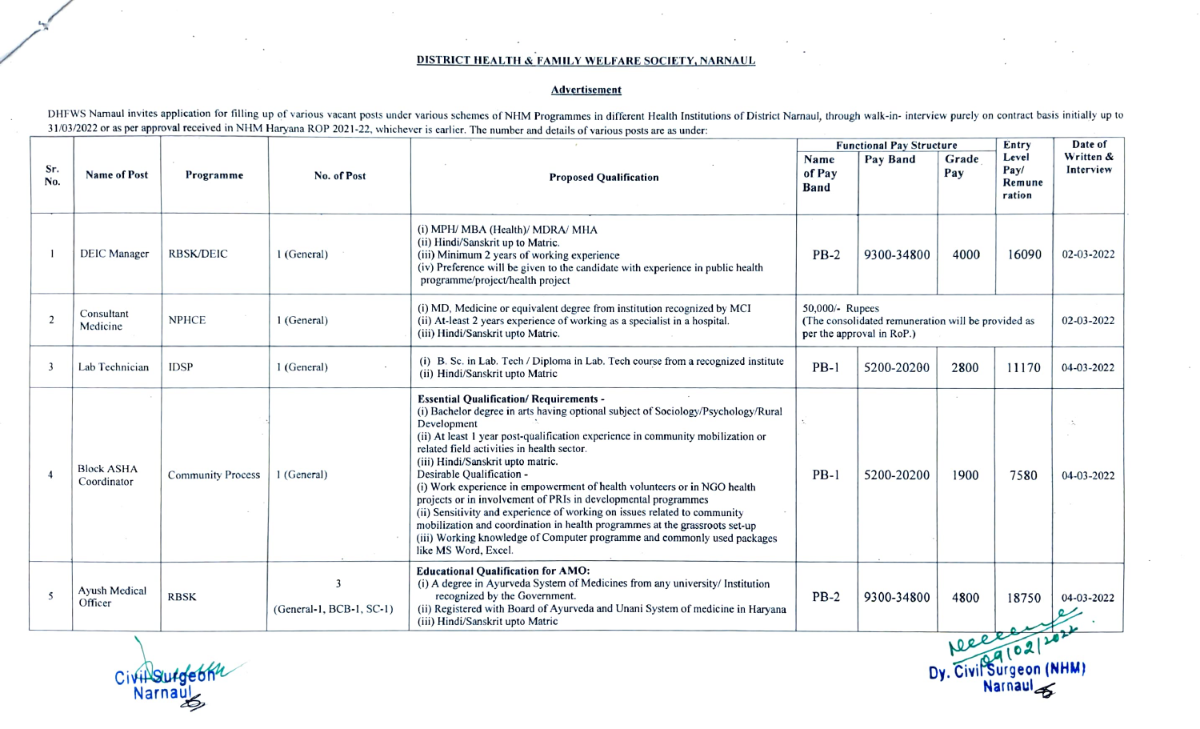## DISTRICT HEALTH & FAMILY WELFARE SOCIETY, NARNAUL

### Advertisement

DHFWS Narnaul invites application for filling up of various vacant posts under various schemes of NHM Programmes in different Health Institutions of District Narnaul, through walk-in- interview purely on contract basis initially up to 31/03/2022 or as per approval received in NHM Haryana ROP 2021-22, whichever is earlier. The number and details of various posts are as under:

| Sr. No. | Name of Post | Programme | No. of Post | Proposed Qualification | Functional Pay Structure | | | Entry Level Pay/ Remuneration | Date of Written & Interview |
|---|---|---|---|---|---|---|---|---|---|
| | | | | | Name of Pay Band | Pay Band | Grade Pay | | |
| 1 | DEIC Manager | RBSK/DEIC | 1 (General) | (i) MPH/ MBA (Health)/ MDRA/ MHA<br>(ii) Hindi/Sanskrit up to Matric.<br>(iii) Minimum 2 years of working experience<br>(iv) Preference will be given to the candidate with experience in public health programme/project/health project | PB-2 | 9300-34800 | 4000 | 16090 | 02-03-2022 |
| 2 | Consultant Medicine | NPHCE | 1 (General) | (i) MD, Medicine or equivalent degree from institution recognized by MCI<br>(ii) At-least 2 years experience of working as a specialist in a hospital.<br>(iii) Hindi/Sanskrit upto Matric. | 50,000/- Rupees (The consolidated remuneration will be provided as per the approval in RoP.) | | | | 02-03-2022 |
| 3 | Lab Technician | IDSP | 1 (General) | (i) B. Sc. in Lab. Tech / Diploma in Lab. Tech course from a recognized institute<br>(ii) Hindi/Sanskrit upto Matric | PB-1 | 5200-20200 | 2800 | 11170 | 04-03-2022 |
| 4 | Block ASHA Coordinator | Community Process | 1 (General) | **Essential Qualification/ Requirements -**<br>(i) Bachelor degree in arts having optional subject of Sociology/Psychology/Rural Development<br>(ii) At least 1 year post-qualification experience in community mobilization or related field activities in health sector.<br>(iii) Hindi/Sanskrit upto matric.<br>Desirable Qualification -<br>(i) Work experience in empowerment of health volunteers or in NGO health projects or in involvement of PRIs in developmental programmes<br>(ii) Sensitivity and experience of working on issues related to community mobilization and coordination in health programmes at the grassroots set-up<br>(iii) Working knowledge of Computer programme and commonly used packages like MS Word, Excel. | PB-1 | 5200-20200 | 1900 | 7580 | 04-03-2022 |
| 5 | Ayush Medical Officer | RBSK | 3<br>(General-1, BCB-1, SC-1) | **Educational Qualification for AMO:**<br>(i) A degree in Ayurveda System of Medicines from any university/ Institution recognized by the Government.<br>(ii) Registered with Board of Ayurveda and Unani System of medicine in Haryana<br>(iii) Hindi/Sanskrit upto Matric | PB-2 | 9300-34800 | 4800 | 18750 | 04-03-2022 |

Civil Surgeon
Narnaul

09/02/2022
Dy. Civil Surgeon (NHM)
Narnaul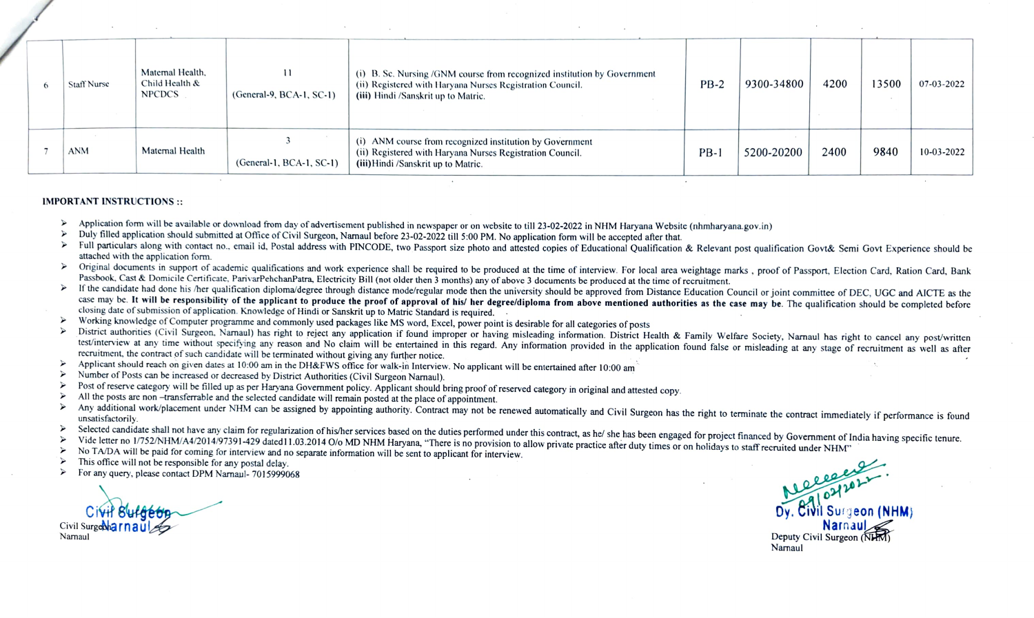| | | | | | | | | | |
|---|---|---|---|---|---|---|---|---|---|
| 6 | Staff Nurse | Maternal Health, Child Health & NPCDCS | 11 (General-9, BCA-1, SC-1) | (i) B. Sc. Nursing /GNM course from recognized institution by Government<br>(ii) Registered with Haryana Nurses Registration Council.<br>**(iii) Hindi /Sanskrit up to Matric.** | PB-2 | 9300-34800 | 4200 | 13500 | 07-03-2022 |
| 7 | ANM | Maternal Health | 3 (General-1, BCA-1, SC-1) | (i) ANM course from recognized institution by Government<br>(ii) Registered with Haryana Nurses Registration Council.<br>**(iii)Hindi /Sanskrit up to Matric.** | PB-1 | 5200-20200 | 2400 | 9840 | 10-03-2022 |

**IMPORTANT INSTRUCTIONS ::**

- Application form will be available or download from day of advertisement published in newspaper or on website to till 23-02-2022 in NHM Haryana Website (nhmharyana.gov.in)
- Duly filled application should submitted at Office of Civil Surgeon, Narnaul before 23-02-2022 till 5:00 PM. No application form will be accepted after that.
- Full particulars along with contact no., email id, Postal address with PINCODE, two Passport size photo and attested copies of Educational Qualification & Relevant post qualification Govt& Semi Govt Experience should be attached with the application form.
- Original documents in support of academic qualifications and work experience shall be required to be produced at the time of interview. For local area weightage marks , proof of Passport, Election Card, Ration Card, Bank Passbook, Cast & Domicile Certificate, ParivarPehchanPatra, Electricity Bill (not older then 3 months) any of above 3 documents be produced at the time of recruitment.
- If the candidate had done his /her qualification diploma/degree through distance mode/regular mode then the university should be approved from Distance Education Council or joint committee of DEC, UGC and AICTE as the case may be. **It will be responsibility of the applicant to produce the proof of approval of his/ her degree/diploma from above mentioned authorities as the case may be**. The qualification should be completed before closing date of submission of application. Knowledge of Hindi or Sanskrit up to Matric Standard is required.
- Working knowledge of Computer programme and commonly used packages like MS word, Excel, power point is desirable for all categories of posts
- District authorities (Civil Surgeon, Narnaul) has right to reject any application if found improper or having misleading information. District Health & Family Welfare Society, Narnaul has right to cancel any post/written test/interview at any time without specifying any reason and No claim will be entertained in this regard. Any information provided in the application found false or misleading at any stage of recruitment as well as after recruitment, the contract of such candidate will be terminated without giving any further notice.
- Applicant should reach on given dates at 10:00 am in the DH&FWS office for walk-in Interview. No applicant will be entertained after 10:00 am
- Number of Posts can be increased or decreased by District Authorities (Civil Surgeon Narnaul).
- Post of reserve category will be filled up as per Haryana Government policy. Applicant should bring proof of reserved category in original and attested copy.
- All the posts are non –transferrable and the selected candidate will remain posted at the place of appointment.
- Any additional work/placement under NHM can be assigned by appointing authority. Contract may not be renewed automatically and Civil Surgeon has the right to terminate the contract immediately if performance is found unsatisfactorily.
- Selected candidate shall not have any claim for regularization of his/her services based on the duties performed under this contract, as he/ she has been engaged for project financed by Government of India having specific tenure.
- Vide letter no 1/752/NHM/A4/2014/97391-429 dated11.03.2014 O/o MD NHM Haryana, "There is no provision to allow private practice after duty times or on holidays to staff recruited under NHM"
- No TA/DA will be paid for coming for interview and no separate information will be sent to applicant for interview.
- This office will not be responsible for any postal delay.
- For any query, please contact DPM Narnaul- 7015999068

Civil Surgeon
Narnaul
Civil Surgeon
Narnaul

09/02/2022
Dy. Civil Surgeon (NHM)
Narnaul
Deputy Civil Surgeon (NHM)
Narnaul